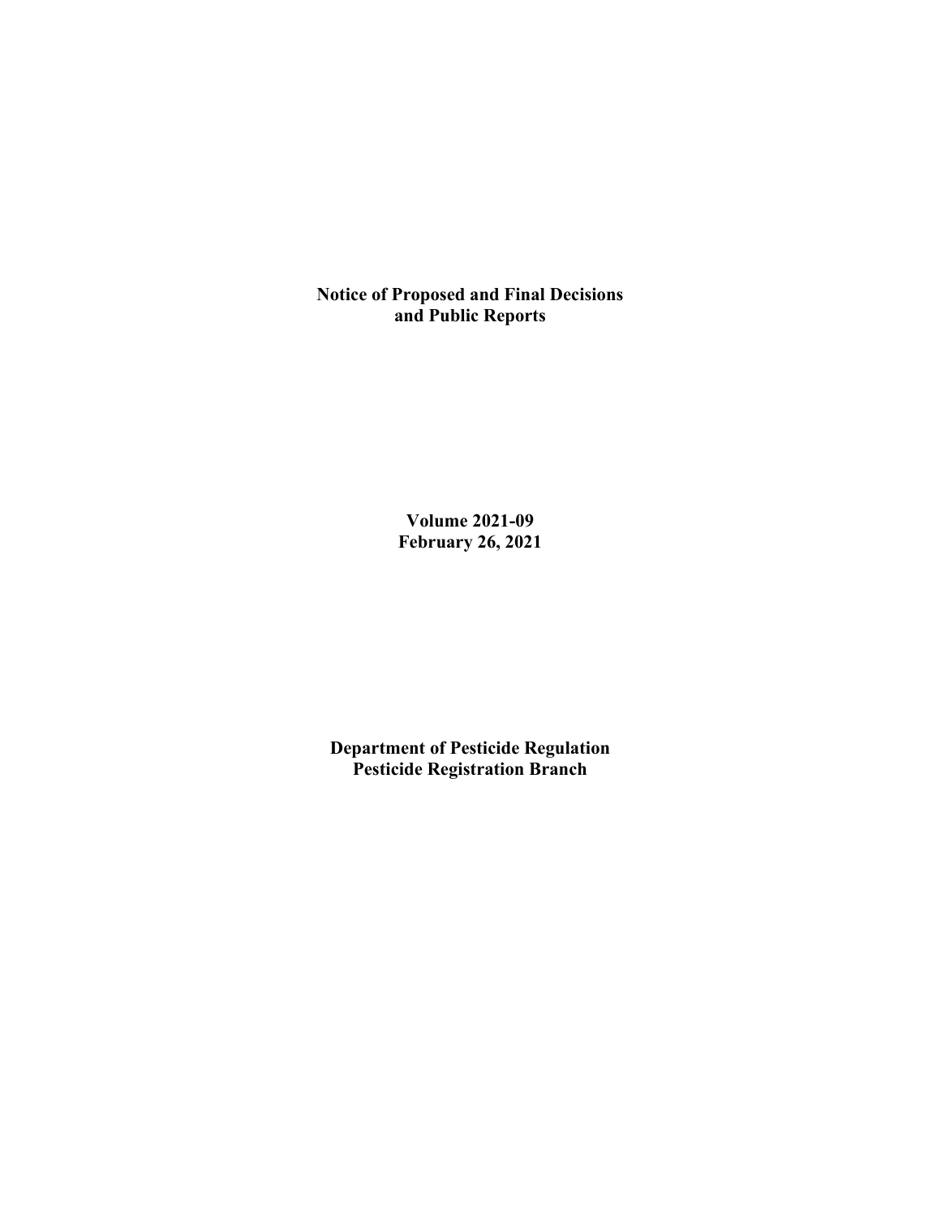# Notice of Proposed and Final Decisions and Public Reports

**Volume 2021-09**
**February 26, 2021**

**Department of Pesticide Regulation**
**Pesticide Registration Branch**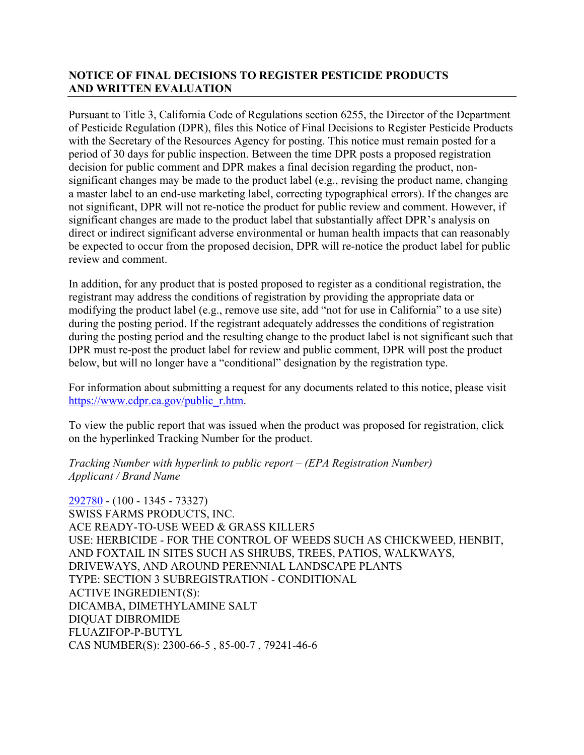## NOTICE OF FINAL DECISIONS TO REGISTER PESTICIDE PRODUCTS AND WRITTEN EVALUATION

Pursuant to Title 3, California Code of Regulations section 6255, the Director of the Department of Pesticide Regulation (DPR), files this Notice of Final Decisions to Register Pesticide Products with the Secretary of the Resources Agency for posting. This notice must remain posted for a period of 30 days for public inspection. Between the time DPR posts a proposed registration decision for public comment and DPR makes a final decision regarding the product, non-significant changes may be made to the product label (e.g., revising the product name, changing a master label to an end-use marketing label, correcting typographical errors). If the changes are not significant, DPR will not re-notice the product for public review and comment. However, if significant changes are made to the product label that substantially affect DPR's analysis on direct or indirect significant adverse environmental or human health impacts that can reasonably be expected to occur from the proposed decision, DPR will re-notice the product label for public review and comment.

In addition, for any product that is posted proposed to register as a conditional registration, the registrant may address the conditions of registration by providing the appropriate data or modifying the product label (e.g., remove use site, add "not for use in California" to a use site) during the posting period. If the registrant adequately addresses the conditions of registration during the posting period and the resulting change to the product label is not significant such that DPR must re-post the product label for review and public comment, DPR will post the product below, but will no longer have a "conditional" designation by the registration type.

For information about submitting a request for any documents related to this notice, please visit https://www.cdpr.ca.gov/public_r.htm.

To view the public report that was issued when the product was proposed for registration, click on the hyperlinked Tracking Number for the product.

*Tracking Number with hyperlink to public report – (EPA Registration Number)*
*Applicant / Brand Name*

292780 - (100 - 1345 - 73327)
SWISS FARMS PRODUCTS, INC.
ACE READY-TO-USE WEED & GRASS KILLER5
USE: HERBICIDE - FOR THE CONTROL OF WEEDS SUCH AS CHICKWEED, HENBIT, AND FOXTAIL IN SITES SUCH AS SHRUBS, TREES, PATIOS, WALKWAYS, DRIVEWAYS, AND AROUND PERENNIAL LANDSCAPE PLANTS
TYPE: SECTION 3 SUBREGISTRATION - CONDITIONAL
ACTIVE INGREDIENT(S):
DICAMBA, DIMETHYLAMINE SALT
DIQUAT DIBROMIDE
FLUAZIFOP-P-BUTYL
CAS NUMBER(S): 2300-66-5 , 85-00-7 , 79241-46-6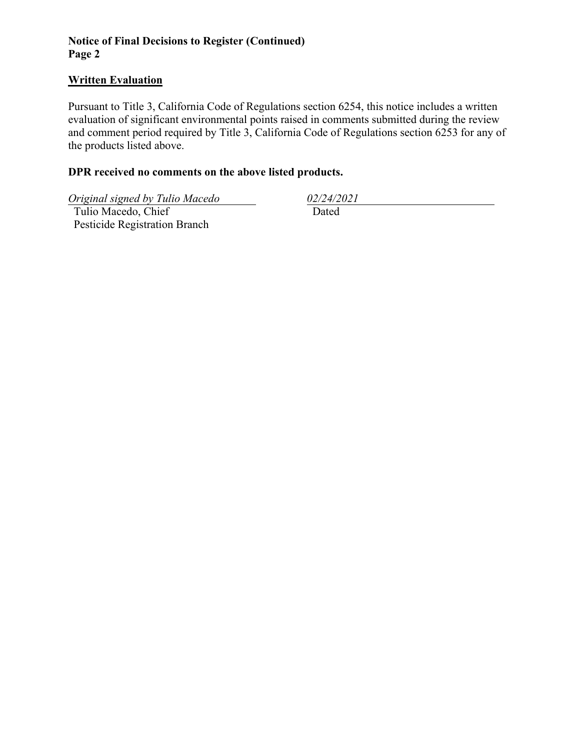**Notice of Final Decisions to Register (Continued)**
**Page 2**

## Written Evaluation

Pursuant to Title 3, California Code of Regulations section 6254, this notice includes a written evaluation of significant environmental points raised in comments submitted during the review and comment period required by Title 3, California Code of Regulations section 6253 for any of the products listed above.

**DPR received no comments on the above listed products.**

*Original signed by Tulio Macedo*
Tulio Macedo, Chief
Pesticide Registration Branch

*02/24/2021*
Dated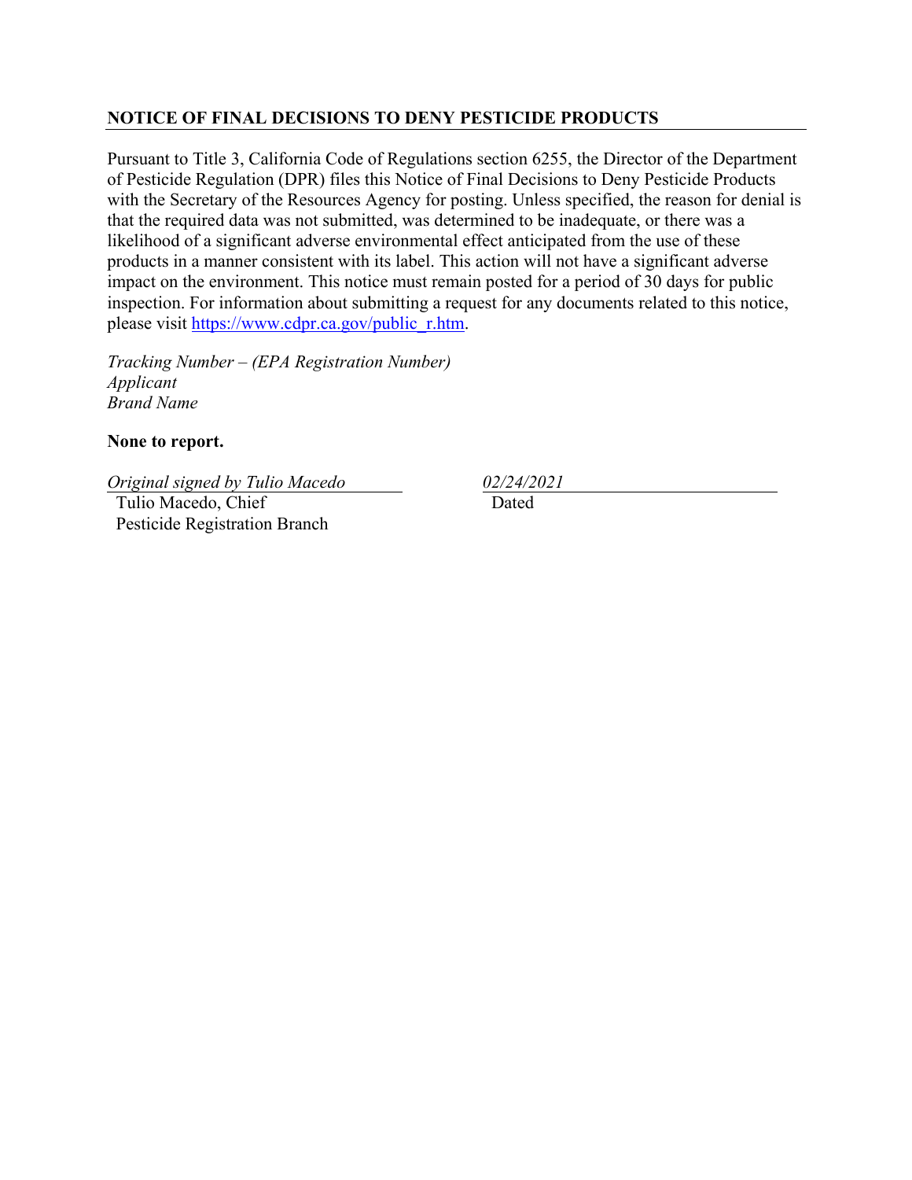## NOTICE OF FINAL DECISIONS TO DENY PESTICIDE PRODUCTS

Pursuant to Title 3, California Code of Regulations section 6255, the Director of the Department of Pesticide Regulation (DPR) files this Notice of Final Decisions to Deny Pesticide Products with the Secretary of the Resources Agency for posting. Unless specified, the reason for denial is that the required data was not submitted, was determined to be inadequate, or there was a likelihood of a significant adverse environmental effect anticipated from the use of these products in a manner consistent with its label. This action will not have a significant adverse impact on the environment. This notice must remain posted for a period of 30 days for public inspection. For information about submitting a request for any documents related to this notice, please visit [https://www.cdpr.ca.gov/public_r.htm](https://www.cdpr.ca.gov/public_r.htm).

*Tracking Number – (EPA Registration Number)*
*Applicant*
*Brand Name*

**None to report.**

*Original signed by Tulio Macedo*
Tulio Macedo, Chief
Pesticide Registration Branch

*02/24/2021*
Dated